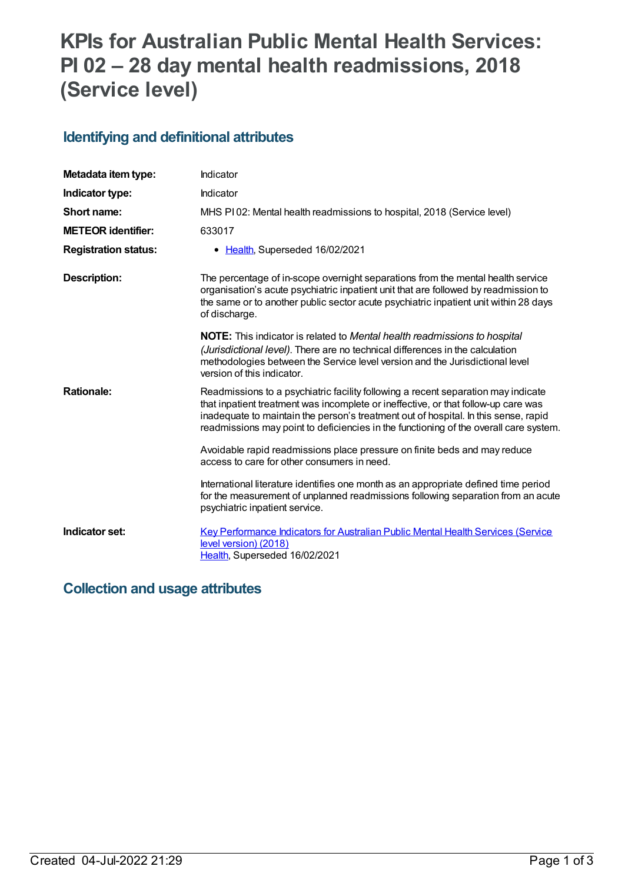# KPIs for Australian Public Mental Health Services: PI 02 – 28 day mental health readmissions, 2018 (Service level)

## Identifying and definitional attributes

| | |
|---|---|
| **Metadata item type:** | Indicator |
| **Indicator type:** | Indicator |
| **Short name:** | MHS PI 02: Mental health readmissions to hospital, 2018 (Service level) |
| **METEOR identifier:** | 633017 |
| **Registration status:** | • Health, Superseded 16/02/2021 |
| **Description:** | The percentage of in-scope overnight separations from the mental health service organisation's acute psychiatric inpatient unit that are followed by readmission to the same or to another public sector acute psychiatric inpatient unit within 28 days of discharge.<br><br>**NOTE:** This indicator is related to *Mental health readmissions to hospital (Jurisdictional level)*. There are no technical differences in the calculation methodologies between the Service level version and the Jurisdictional level version of this indicator. |
| **Rationale:** | Readmissions to a psychiatric facility following a recent separation may indicate that inpatient treatment was incomplete or ineffective, or that follow-up care was inadequate to maintain the person's treatment out of hospital. In this sense, rapid readmissions may point to deficiencies in the functioning of the overall care system.<br><br>Avoidable rapid readmissions place pressure on finite beds and may reduce access to care for other consumers in need.<br><br>International literature identifies one month as an appropriate defined time period for the measurement of unplanned readmissions following separation from an acute psychiatric inpatient service. |
| **Indicator set:** | Key Performance Indicators for Australian Public Mental Health Services (Service level version) (2018)<br>Health, Superseded 16/02/2021 |

## Collection and usage attributes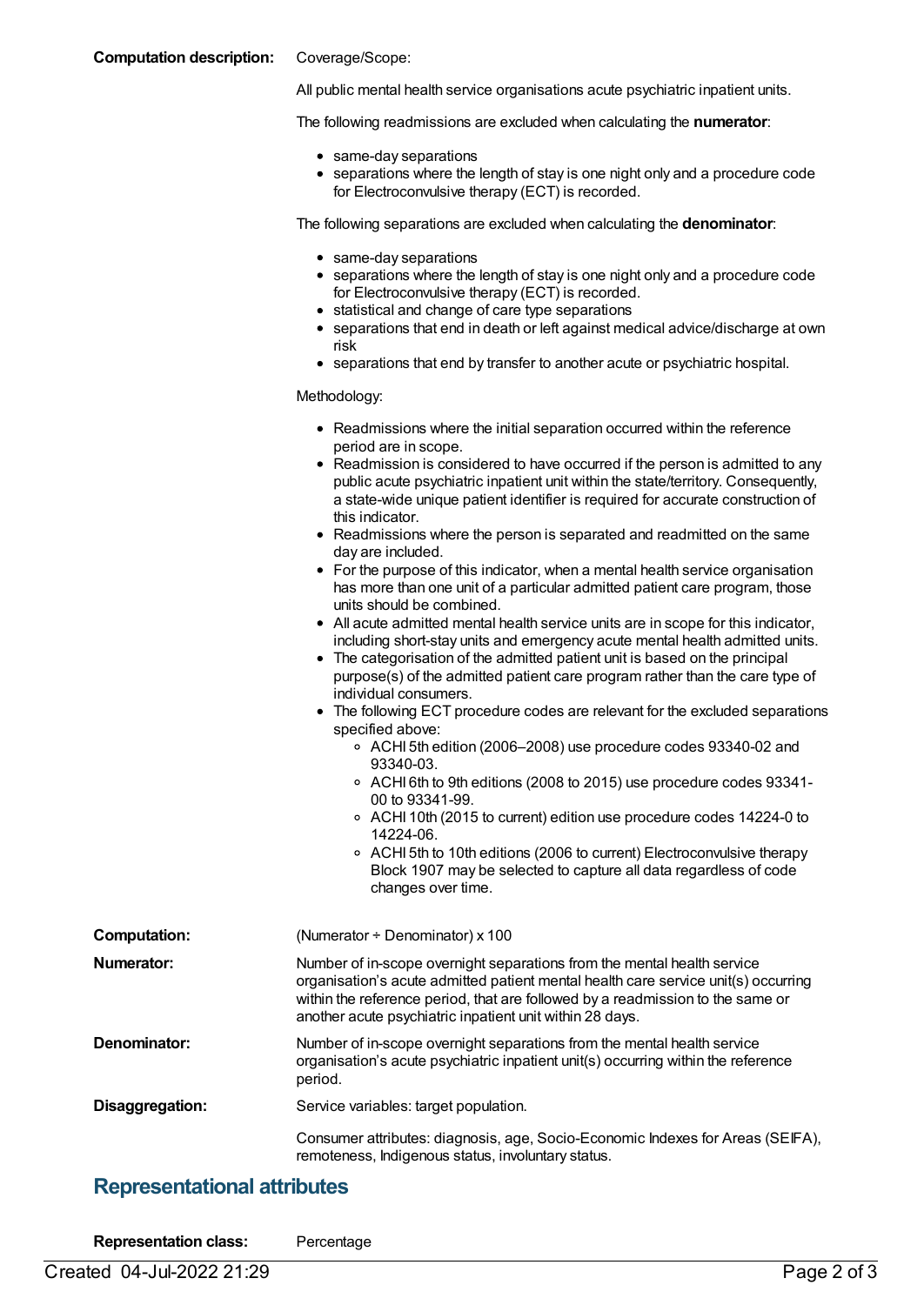**Computation description:** Coverage/Scope:

All public mental health service organisations acute psychiatric inpatient units.

The following readmissions are excluded when calculating the **numerator**:

- same-day separations
- separations where the length of stay is one night only and a procedure code for Electroconvulsive therapy (ECT) is recorded.

The following separations are excluded when calculating the **denominator**:

- same-day separations
- separations where the length of stay is one night only and a procedure code for Electroconvulsive therapy (ECT) is recorded.
- statistical and change of care type separations
- separations that end in death or left against medical advice/discharge at own risk
- separations that end by transfer to another acute or psychiatric hospital.

Methodology:

- Readmissions where the initial separation occurred within the reference period are in scope.
- Readmission is considered to have occurred if the person is admitted to any public acute psychiatric inpatient unit within the state/territory. Consequently, a state-wide unique patient identifier is required for accurate construction of this indicator.
- Readmissions where the person is separated and readmitted on the same day are included.
- For the purpose of this indicator, when a mental health service organisation has more than one unit of a particular admitted patient care program, those units should be combined.
- All acute admitted mental health service units are in scope for this indicator, including short-stay units and emergency acute mental health admitted units.
- The categorisation of the admitted patient unit is based on the principal purpose(s) of the admitted patient care program rather than the care type of individual consumers.
- The following ECT procedure codes are relevant for the excluded separations specified above:
  - ACHI 5th edition (2006–2008) use procedure codes 93340-02 and 93340-03.
  - ACHI 6th to 9th editions (2008 to 2015) use procedure codes 93341-00 to 93341-99.
  - ACHI 10th (2015 to current) edition use procedure codes 14224-0 to 14224-06.
  - ACHI 5th to 10th editions (2006 to current) Electroconvulsive therapy Block 1907 may be selected to capture all data regardless of code changes over time.

**Computation:** (Numerator ÷ Denominator) x 100

**Numerator:** Number of in-scope overnight separations from the mental health service organisation's acute admitted patient mental health care service unit(s) occurring within the reference period, that are followed by a readmission to the same or another acute psychiatric inpatient unit within 28 days.

**Denominator:** Number of in-scope overnight separations from the mental health service organisation's acute psychiatric inpatient unit(s) occurring within the reference period.

**Disaggregation:** Service variables: target population.

Consumer attributes: diagnosis, age, Socio-Economic Indexes for Areas (SEIFA), remoteness, Indigenous status, involuntary status.

## Representational attributes

**Representation class:** Percentage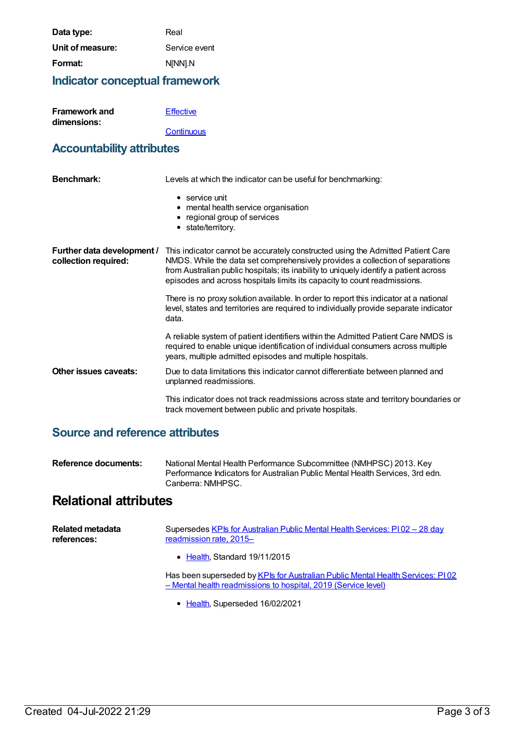**Data type:** Real

**Unit of measure:** Service event

**Format:** N[NN].N

## Indicator conceptual framework

**Framework and dimensions:**

Effective

Continuous

## Accountability attributes

**Benchmark:** Levels at which the indicator can be useful for benchmarking:

- service unit
- mental health service organisation
- regional group of services
- state/territory.

**Further data development / collection required:** This indicator cannot be accurately constructed using the Admitted Patient Care NMDS. While the data set comprehensively provides a collection of separations from Australian public hospitals; its inability to uniquely identify a patient across episodes and across hospitals limits its capacity to count readmissions.

There is no proxy solution available. In order to report this indicator at a national level, states and territories are required to individually provide separate indicator data.

A reliable system of patient identifiers within the Admitted Patient Care NMDS is required to enable unique identification of individual consumers across multiple years, multiple admitted episodes and multiple hospitals.

**Other issues caveats:** Due to data limitations this indicator cannot differentiate between planned and unplanned readmissions.

This indicator does not track readmissions across state and territory boundaries or track movement between public and private hospitals.

## Source and reference attributes

**Reference documents:** National Mental Health Performance Subcommittee (NMHPSC) 2013. Key Performance Indicators for Australian Public Mental Health Services, 3rd edn. Canberra: NMHPSC.

# Relational attributes

**Related metadata references:**

Supersedes KPIs for Australian Public Mental Health Services: PI 02 – 28 day readmission rate, 2015–

- Health, Standard 19/11/2015

Has been superseded by KPIs for Australian Public Mental Health Services: PI 02 – Mental health readmissions to hospital, 2019 (Service level)

- Health, Superseded 16/02/2021